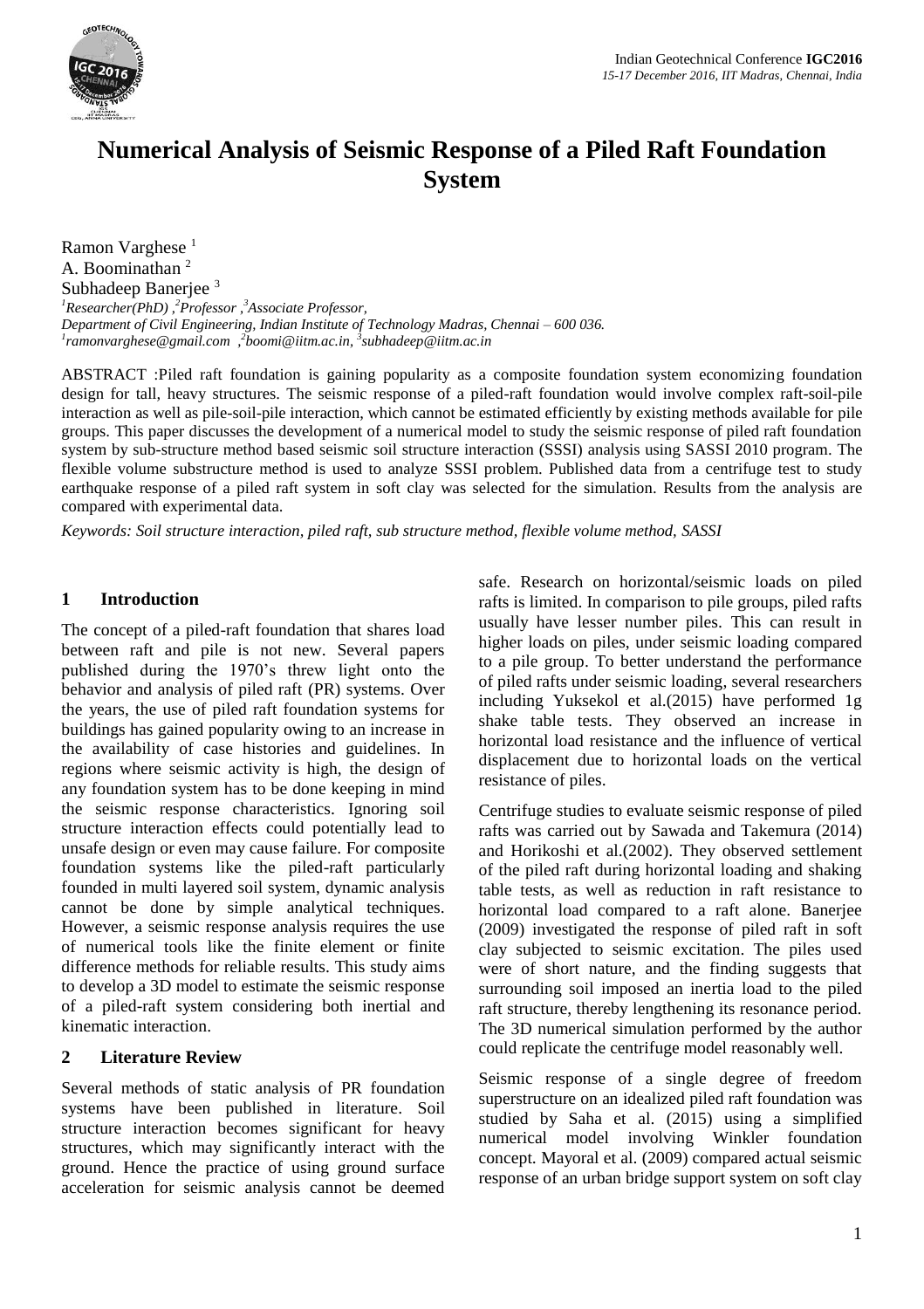# Numerical Analysis of Seismic Response of a Piled Raft Foundation System

Ramon Varghese [1]
A. Boominathan [2]
Subhadeep Banerjee [3]

*[1]Researcher(PhD) ,[2]Professor ,[3]Associate Professor,*
*Department of Civil Engineering, Indian Institute of Technology Madras, Chennai – 600 036.*
*[1]ramonvarghese@gmail.com ,[2]boomi@iitm.ac.in, [3]subhadeep@iitm.ac.in*

ABSTRACT :Piled raft foundation is gaining popularity as a composite foundation system economizing foundation design for tall, heavy structures. The seismic response of a piled-raft foundation would involve complex raft-soil-pile interaction as well as pile-soil-pile interaction, which cannot be estimated efficiently by existing methods available for pile groups. This paper discusses the development of a numerical model to study the seismic response of piled raft foundation system by sub-structure method based seismic soil structure interaction (SSSI) analysis using SASSI 2010 program. The flexible volume substructure method is used to analyze SSSI problem. Published data from a centrifuge test to study earthquake response of a piled raft system in soft clay was selected for the simulation. Results from the analysis are compared with experimental data.

*Keywords: Soil structure interaction, piled raft, sub structure method, flexible volume method, SASSI*

## 1 Introduction

The concept of a piled-raft foundation that shares load between raft and pile is not new. Several papers published during the 1970's threw light onto the behavior and analysis of piled raft (PR) systems. Over the years, the use of piled raft foundation systems for buildings has gained popularity owing to an increase in the availability of case histories and guidelines. In regions where seismic activity is high, the design of any foundation system has to be done keeping in mind the seismic response characteristics. Ignoring soil structure interaction effects could potentially lead to unsafe design or even may cause failure. For composite foundation systems like the piled-raft particularly founded in multi layered soil system, dynamic analysis cannot be done by simple analytical techniques. However, a seismic response analysis requires the use of numerical tools like the finite element or finite difference methods for reliable results. This study aims to develop a 3D model to estimate the seismic response of a piled-raft system considering both inertial and kinematic interaction.

## 2 Literature Review

Several methods of static analysis of PR foundation systems have been published in literature. Soil structure interaction becomes significant for heavy structures, which may significantly interact with the ground. Hence the practice of using ground surface acceleration for seismic analysis cannot be deemed safe. Research on horizontal/seismic loads on piled rafts is limited. In comparison to pile groups, piled rafts usually have lesser number piles. This can result in higher loads on piles, under seismic loading compared to a pile group. To better understand the performance of piled rafts under seismic loading, several researchers including Yuksekol et al.(2015) have performed 1g shake table tests. They observed an increase in horizontal load resistance and the influence of vertical displacement due to horizontal loads on the vertical resistance of piles.

Centrifuge studies to evaluate seismic response of piled rafts was carried out by Sawada and Takemura (2014) and Horikoshi et al.(2002). They observed settlement of the piled raft during horizontal loading and shaking table tests, as well as reduction in raft resistance to horizontal load compared to a raft alone. Banerjee (2009) investigated the response of piled raft in soft clay subjected to seismic excitation. The piles used were of short nature, and the finding suggests that surrounding soil imposed an inertia load to the piled raft structure, thereby lengthening its resonance period. The 3D numerical simulation performed by the author could replicate the centrifuge model reasonably well.

Seismic response of a single degree of freedom superstructure on an idealized piled raft foundation was studied by Saha et al. (2015) using a simplified numerical model involving Winkler foundation concept. Mayoral et al. (2009) compared actual seismic response of an urban bridge support system on soft clay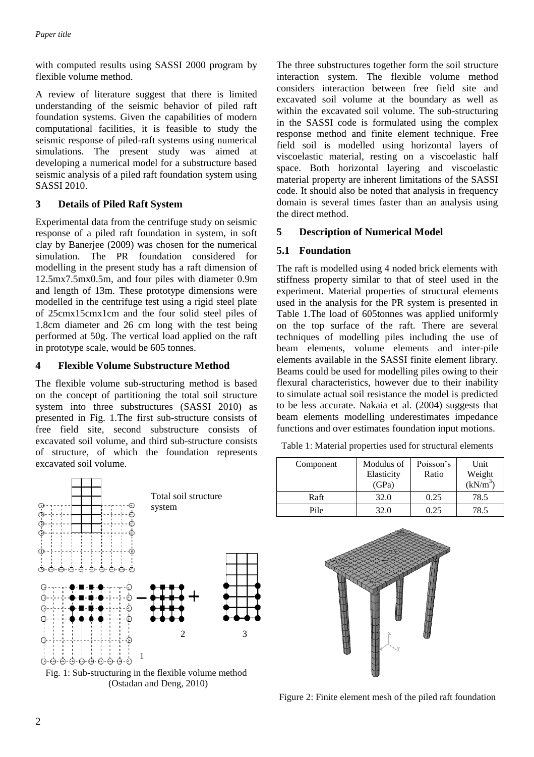with computed results using SASSI 2000 program by flexible volume method.

A review of literature suggest that there is limited understanding of the seismic behavior of piled raft foundation systems. Given the capabilities of modern computational facilities, it is feasible to study the seismic response of piled-raft systems using numerical simulations. The present study was aimed at developing a numerical model for a substructure based seismic analysis of a piled raft foundation system using SASSI 2010.

## 3 Details of Piled Raft System

Experimental data from the centrifuge study on seismic response of a piled raft foundation in system, in soft clay by Banerjee (2009) was chosen for the numerical simulation. The PR foundation considered for modelling in the present study has a raft dimension of 12.5mx7.5mx0.5m, and four piles with diameter 0.9m and length of 13m. These prototype dimensions were modelled in the centrifuge test using a rigid steel plate of 25cmx15cmx1cm and the four solid steel piles of 1.8cm diameter and 26 cm long with the test being performed at 50g. The vertical load applied on the raft in prototype scale, would be 605 tonnes.

## 4 Flexible Volume Substructure Method

The flexible volume sub-structuring method is based on the concept of partitioning the total soil structure system into three substructures (SASSI 2010) as presented in Fig. 1.The first sub-structure consists of free field site, second substructure consists of excavated soil volume, and third sub-structure consists of structure, of which the foundation represents excavated soil volume.

Fig. 1: Sub-structuring in the flexible volume method (Ostadan and Deng, 2010)

The three substructures together form the soil structure interaction system. The flexible volume method considers interaction between free field site and excavated soil volume at the boundary as well as within the excavated soil volume. The sub-structuring in the SASSI code is formulated using the complex response method and finite element technique. Free field soil is modelled using horizontal layers of viscoelastic material, resting on a viscoelastic half space. Both horizontal layering and viscoelastic material property are inherent limitations of the SASSI code. It should also be noted that analysis in frequency domain is several times faster than an analysis using the direct method.

## 5 Description of Numerical Model

### 5.1 Foundation

The raft is modelled using 4 noded brick elements with stiffness property similar to that of steel used in the experiment. Material properties of structural elements used in the analysis for the PR system is presented in Table 1.The load of 605tonnes was applied uniformly on the top surface of the raft. There are several techniques of modelling piles including the use of beam elements, volume elements and inter-pile elements available in the SASSI finite element library. Beams could be used for modelling piles owing to their flexural characteristics, however due to their inability to simulate actual soil resistance the model is predicted to be less accurate. Nakaia et al. (2004) suggests that beam elements modelling underestimates impedance functions and over estimates foundation input motions.

Table 1: Material properties used for structural elements

| Component | Modulus of Elasticity (GPa) | Poisson's Ratio | Unit Weight ($kN/m^3$) |
|---|---|---|---|
| Raft | 32.0 | 0.25 | 78.5 |
| Pile | 32.0 | 0.25 | 78.5 |

Figure 2: Finite element mesh of the piled raft foundation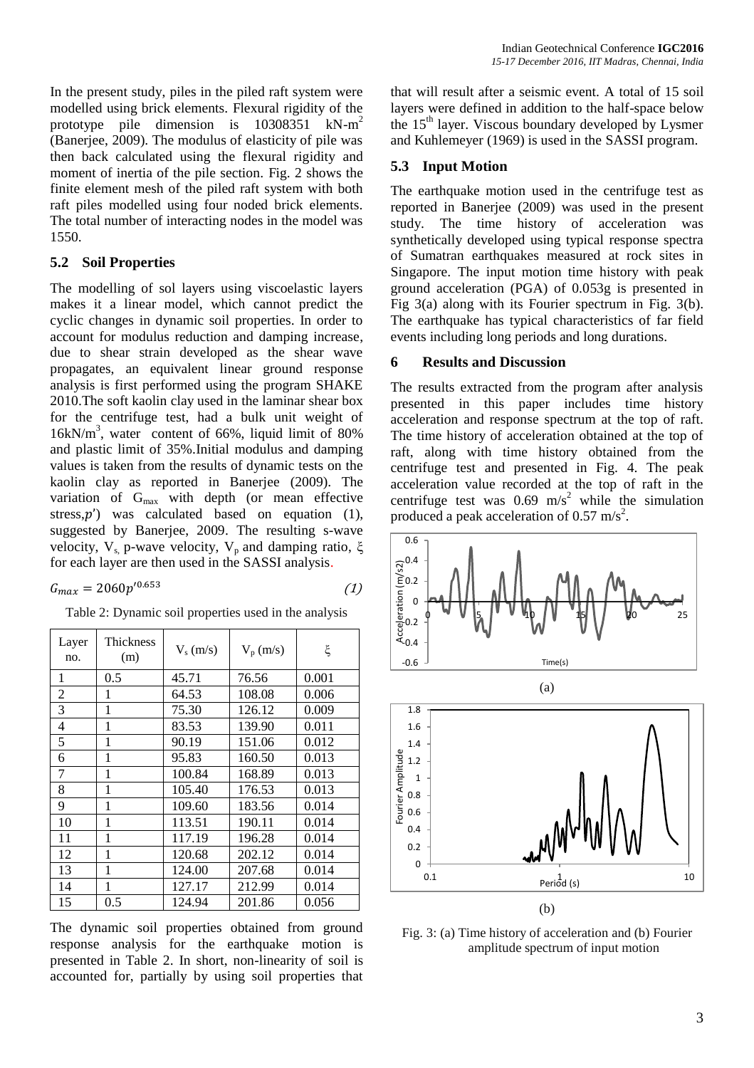In the present study, piles in the piled raft system were modelled using brick elements. Flexural rigidity of the prototype pile dimension is 10308351 kN-m$^2$ (Banerjee, 2009). The modulus of elasticity of pile was then back calculated using the flexural rigidity and moment of inertia of the pile section. Fig. 2 shows the finite element mesh of the piled raft system with both raft piles modelled using four noded brick elements. The total number of interacting nodes in the model was 1550.

## 5.2 Soil Properties

The modelling of sol layers using viscoelastic layers makes it a linear model, which cannot predict the cyclic changes in dynamic soil properties. In order to account for modulus reduction and damping increase, due to shear strain developed as the shear wave propagates, an equivalent linear ground response analysis is first performed using the program SHAKE 2010.The soft kaolin clay used in the laminar shear box for the centrifuge test, had a bulk unit weight of 16kN/m$^3$, water content of 66%, liquid limit of 80% and plastic limit of 35%.Initial modulus and damping values is taken from the results of dynamic tests on the kaolin clay as reported in Banerjee (2009). The variation of $G_{max}$ with depth (or mean effective stress,$p'$) was calculated based on equation (1), suggested by Banerjee, 2009. The resulting s-wave velocity, $V_s$, p-wave velocity, $V_p$ and damping ratio, $\xi$ for each layer are then used in the SASSI analysis.

$$G_{max} = 2060p'^{0.653} \tag{1}$$

Table 2: Dynamic soil properties used in the analysis

| Layer no. | Thickness (m) | $V_s$ (m/s) | $V_p$ (m/s) | $\xi$ |
|---|---|---|---|---|
| 1 | 0.5 | 45.71 | 76.56 | 0.001 |
| 2 | 1 | 64.53 | 108.08 | 0.006 |
| 3 | 1 | 75.30 | 126.12 | 0.009 |
| 4 | 1 | 83.53 | 139.90 | 0.011 |
| 5 | 1 | 90.19 | 151.06 | 0.012 |
| 6 | 1 | 95.83 | 160.50 | 0.013 |
| 7 | 1 | 100.84 | 168.89 | 0.013 |
| 8 | 1 | 105.40 | 176.53 | 0.013 |
| 9 | 1 | 109.60 | 183.56 | 0.014 |
| 10 | 1 | 113.51 | 190.11 | 0.014 |
| 11 | 1 | 117.19 | 196.28 | 0.014 |
| 12 | 1 | 120.68 | 202.12 | 0.014 |
| 13 | 1 | 124.00 | 207.68 | 0.014 |
| 14 | 1 | 127.17 | 212.99 | 0.014 |
| 15 | 0.5 | 124.94 | 201.86 | 0.056 |

The dynamic soil properties obtained from ground response analysis for the earthquake motion is presented in Table 2. In short, non-linearity of soil is accounted for, partially by using soil properties that that will result after a seismic event. A total of 15 soil layers were defined in addition to the half-space below the 15$^{th}$ layer. Viscous boundary developed by Lysmer and Kuhlemeyer (1969) is used in the SASSI program.

## 5.3 Input Motion

The earthquake motion used in the centrifuge test as reported in Banerjee (2009) was used in the present study. The time history of acceleration was synthetically developed using typical response spectra of Sumatran earthquakes measured at rock sites in Singapore. The input motion time history with peak ground acceleration (PGA) of 0.053g is presented in Fig 3(a) along with its Fourier spectrum in Fig. 3(b). The earthquake has typical characteristics of far field events including long periods and long durations.

# 6 Results and Discussion

The results extracted from the program after analysis presented in this paper includes time history acceleration and response spectrum at the top of raft. The time history of acceleration obtained at the top of raft, along with time history obtained from the centrifuge test and presented in Fig. 4. The peak acceleration value recorded at the top of raft in the centrifuge test was 0.69 m/s$^2$ while the simulation produced a peak acceleration of 0.57 m/s$^2$.

(a)

(b)

Fig. 3: (a) Time history of acceleration and (b) Fourier amplitude spectrum of input motion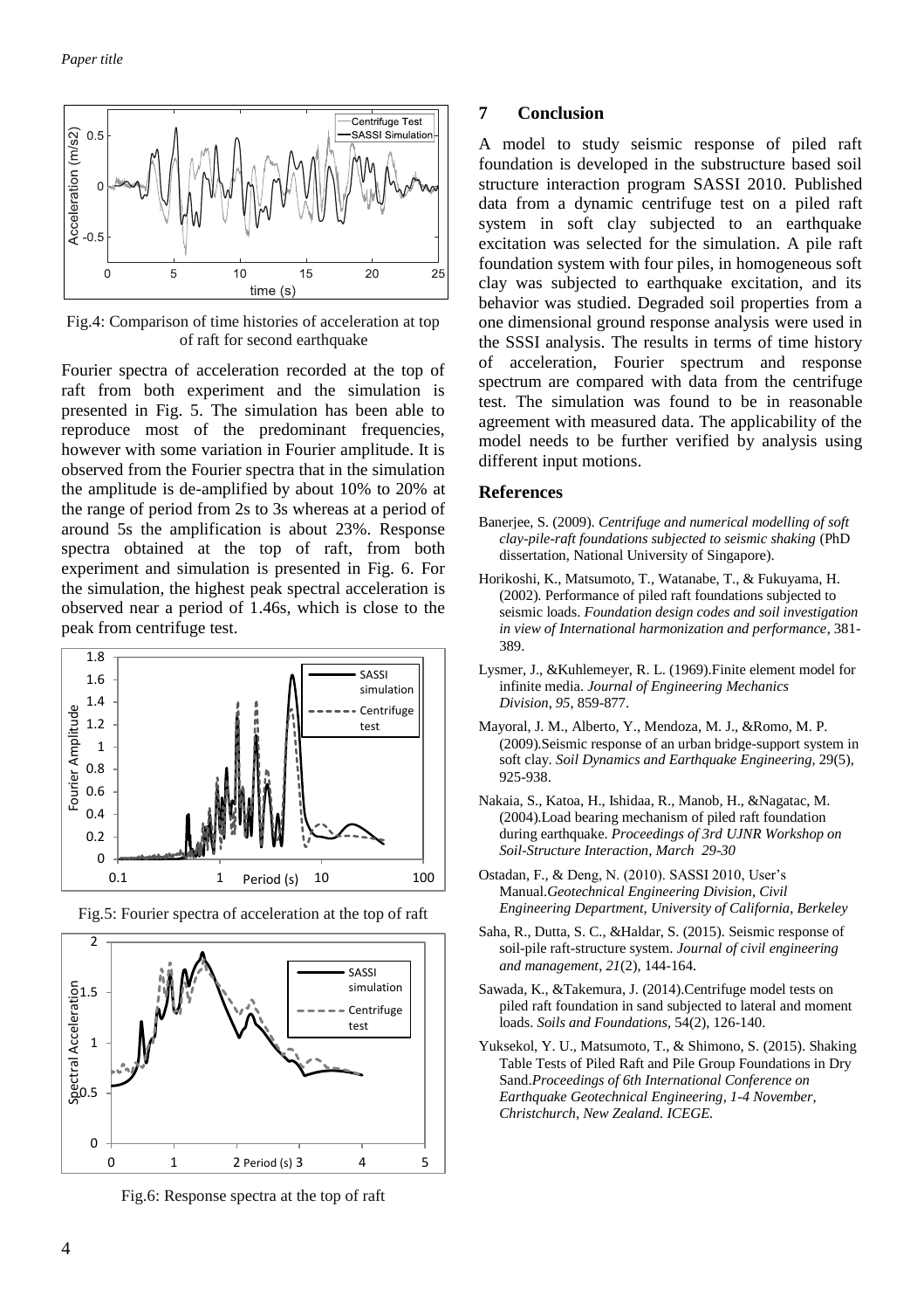Acceleration (m/s2)

0.5

0

-0.5

0 5 10 15 20 25

time (s)

Centrifuge Test

SASSI Simulation

Fig.4: Comparison of time histories of acceleration at top of raft for second earthquake

Fourier spectra of acceleration recorded at the top of raft from both experiment and the simulation is presented in Fig. 5. The simulation has been able to reproduce most of the predominant frequencies, however with some variation in Fourier amplitude. It is observed from the Fourier spectra that in the simulation the amplitude is de-amplified by about 10% to 20% at the range of period from 2s to 3s whereas at a period of around 5s the amplification is about 23%. Response spectra obtained at the top of raft, from both experiment and simulation is presented in Fig. 6. For the simulation, the highest peak spectral acceleration is observed near a period of 1.46s, which is close to the peak from centrifuge test.

Fourier Amplitude

1.8
1.6
1.4
1.2
1
0.8
0.6
0.4
0.2
0

0.1 1 10 100

Period (s)

SASSI simulation

Centrifuge test

Fig.5: Fourier spectra of acceleration at the top of raft

Spectral Acceleration

2

1.5

1

0.5

0

0 1 2 3 4 5

Period (s)

SASSI simulation

Centrifuge test

Fig.6: Response spectra at the top of raft

## 7 Conclusion

A model to study seismic response of piled raft foundation is developed in the substructure based soil structure interaction program SASSI 2010. Published data from a dynamic centrifuge test on a piled raft system in soft clay subjected to an earthquake excitation was selected for the simulation. A pile raft foundation system with four piles, in homogeneous soft clay was subjected to earthquake excitation, and its behavior was studied. Degraded soil properties from a one dimensional ground response analysis were used in the SSSI analysis. The results in terms of time history of acceleration, Fourier spectrum and response spectrum are compared with data from the centrifuge test. The simulation was found to be in reasonable agreement with measured data. The applicability of the model needs to be further verified by analysis using different input motions.

## References

Banerjee, S. (2009). *Centrifuge and numerical modelling of soft clay-pile-raft foundations subjected to seismic shaking* (PhD dissertation, National University of Singapore).

Horikoshi, K., Matsumoto, T., Watanabe, T., & Fukuyama, H. (2002). Performance of piled raft foundations subjected to seismic loads. *Foundation design codes and soil investigation in view of International harmonization and performance*, 381-389.

Lysmer, J., &Kuhlemeyer, R. L. (1969).Finite element model for infinite media. *Journal of Engineering Mechanics Division, 95*, 859-877.

Mayoral, J. M., Alberto, Y., Mendoza, M. J., &Romo, M. P. (2009).Seismic response of an urban bridge-support system in soft clay. *Soil Dynamics and Earthquake Engineering*, 29(5), 925-938.

Nakaia, S., Katoa, H., Ishidaa, R., Manob, H., &Nagatac, M. (2004).Load bearing mechanism of piled raft foundation during earthquake. *Proceedings of 3rd UJNR Workshop on Soil-Structure Interaction, March 29-30*

Ostadan, F., & Deng, N. (2010). SASSI 2010, User's Manual.*Geotechnical Engineering Division, Civil Engineering Department, University of California, Berkeley*

Saha, R., Dutta, S. C., &Haldar, S. (2015). Seismic response of soil-pile raft-structure system. *Journal of civil engineering and management*, *21*(2), 144-164.

Sawada, K., &Takemura, J. (2014).Centrifuge model tests on piled raft foundation in sand subjected to lateral and moment loads. *Soils and Foundations*, 54(2), 126-140.

Yuksekol, Y. U., Matsumoto, T., & Shimono, S. (2015). Shaking Table Tests of Piled Raft and Pile Group Foundations in Dry Sand.*Proceedings of 6th International Conference on Earthquake Geotechnical Engineering, 1-4 November, Christchurch, New Zealand. ICEGE.*